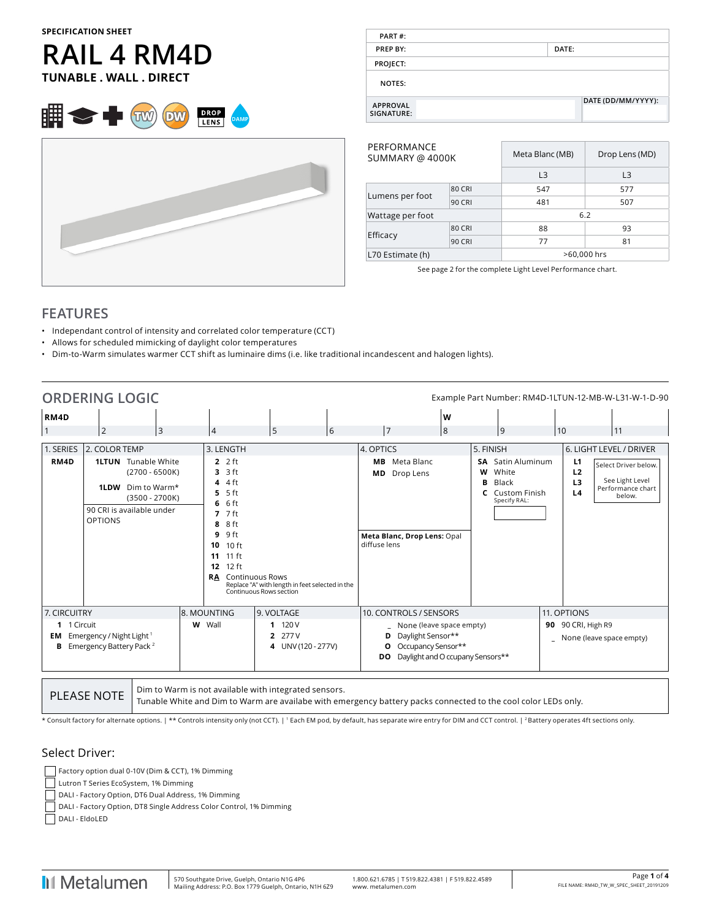SPECIFICATION SHEET

# RAIL 4 RM4D

**TUNABLE . WALL . DIRECT**

| PART #: | |
|---|---|
| PREP BY: | DATE: |
| PROJECT: | |
| NOTES: | |
| APPROVAL SIGNATURE: | DATE (DD/MM/YYYY): |

| PERFORMANCE SUMMARY @ 4000K | | Meta Blanc (MB) | Drop Lens (MD) |
|---|---|---|---|
| | | L3 | L3 |
| Lumens per foot | 80 CRI | 547 | 577 |
| | 90 CRI | 481 | 507 |
| Wattage per foot | | 6.2 | |
| Efficacy | 80 CRI | 88 | 93 |
| | 90 CRI | 77 | 81 |
| L70 Estimate (h) | | >60,000 hrs | |

See page 2 for the complete Light Level Performance chart.

## FEATURES

- Independant control of intensity and correlated color temperature (CCT)
- Allows for scheduled mimicking of daylight color temperatures
- Dim-to-Warm simulates warmer CCT shift as luminaire dims (i.e. like traditional incandescent and halogen lights).

## ORDERING LOGIC

Example Part Number: RM4D-1LTUN-12-MB-W-L31-W-1-D-90

| RM4D | | | | | | | W | | | |
|---|---|---|---|---|---|---|---|---|---|---|
| 1 | 2 | 3 | 4 | 5 | 6 | 7 | 8 | 9 | 10 | 11 |

**1. SERIES**
- **RM4D**

**2. COLOR TEMP**
- **1LTUN** Tunable White (2700 - 6500K)
- **1LDW** Dim to Warm* (3500 - 2700K)

90 CRI is available under OPTIONS

**3. LENGTH**
- **2** 2 ft
- **3** 3 ft
- **4** 4 ft
- **5** 5 ft
- **6** 6 ft
- **7** 7 ft
- **8** 8 ft
- **9** 9 ft
- **10** 10 ft
- **11** 11 ft
- **12** 12 ft
- **RA** Continuous Rows — Replace "A" with length in feet selected in the Continuous Rows section

**4. OPTICS**
- **MB** Meta Blanc
- **MD** Drop Lens

**Meta Blanc, Drop Lens:** Opal diffuse lens

**5. FINISH**
- **SA** Satin Aluminum
- **W** White
- **B** Black
- **C** Custom Finish — Specify RAL:

**6. LIGHT LEVEL / DRIVER**
- **L1**
- **L2**
- **L3**
- **L4**

Select Driver below. See Light Level Performance chart below.

**7. CIRCUITRY**
- **1** 1 Circuit
- **EM** Emergency / Night Light [1]
- **B** Emergency Battery Pack [2]

**8. MOUNTING**
- **W** Wall

**9. VOLTAGE**
- **1** 120 V
- **2** 277 V
- **4** UNV (120 - 277V)

**10. CONTROLS / SENSORS**
- _ None (leave space empty)
- **D** Daylight Sensor**
- **O** Occupancy Sensor**
- **DO** Daylight and Occupancy Sensors**

**11. OPTIONS**
- **90** 90 CRI, High R9
- _ None (leave space empty)

| PLEASE NOTE | Dim to Warm is not available with integrated sensors. Tunable White and Dim to Warm are availabe with emergency battery packs connected to the cool color LEDs only. |
|---|---|

\* Consult factory for alternate options. | ** Controls intensity only (not CCT). | [1] Each EM pod, by default, has separate wire entry for DIM and CCT control. | [2] Battery operates 4ft sections only.

### Select Driver:

- ☐ Factory option dual 0-10V (Dim & CCT), 1% Dimming
- ☐ Lutron T Series EcoSystem, 1% Dimming
- ☐ DALI - Factory Option, DT6 Dual Address, 1% Dimming
- ☐ DALI - Factory Option, DT8 Single Address Color Control, 1% Dimming
- ☐ DALI - EldoLED

Metalumen | 570 Southgate Drive, Guelph, Ontario N1G 4P6 | Mailing Address: P.O. Box 1779 Guelph, Ontario, N1H 6Z9 | 1.800.621.6785 | T 519.822.4381 | F 519.822.4589 | www. metalumen.com

FILE NAME: RM4D_TW_W_SPEC_SHEET_20191209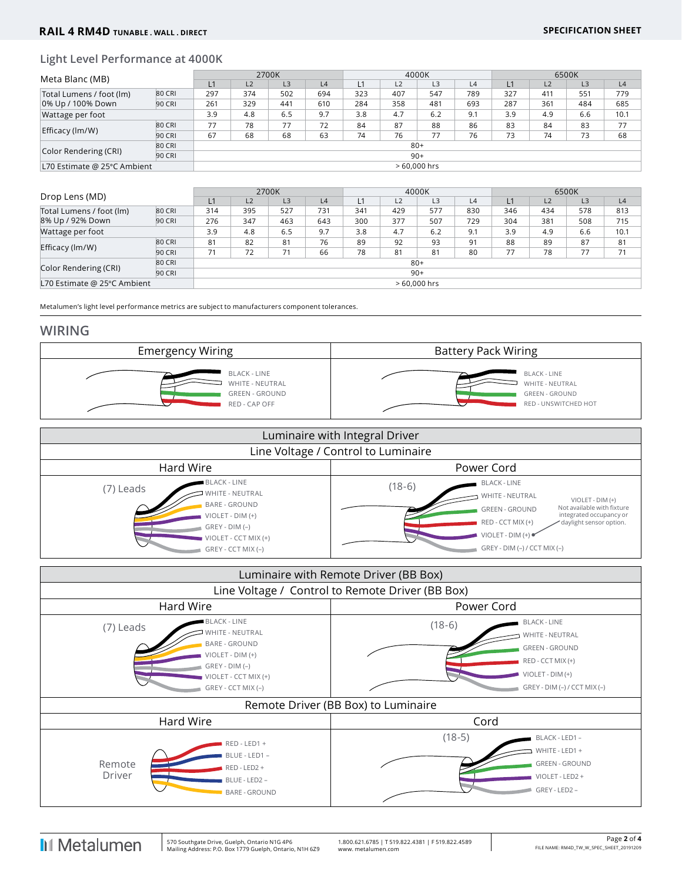## Light Level Performance at 4000K

| Meta Blanc (MB) | | 2700K | | | | 4000K | | | | 6500K | | | |
|---|---|---|---|---|---|---|---|---|---|---|---|---|---|
| | | L1 | L2 | L3 | L4 | L1 | L2 | L3 | L4 | L1 | L2 | L3 | L4 |
| Total Lumens / foot (lm) 0% Up / 100% Down | 80 CRI | 297 | 374 | 502 | 694 | 323 | 407 | 547 | 789 | 327 | 411 | 551 | 779 |
| | 90 CRI | 261 | 329 | 441 | 610 | 284 | 358 | 481 | 693 | 287 | 361 | 484 | 685 |
| Wattage per foot | | 3.9 | 4.8 | 6.5 | 9.7 | 3.8 | 4.7 | 6.2 | 9.1 | 3.9 | 4.9 | 6.6 | 10.1 |
| Efficacy (lm/W) | 80 CRI | 77 | 78 | 77 | 72 | 84 | 87 | 88 | 86 | 83 | 84 | 83 | 77 |
| | 90 CRI | 67 | 68 | 68 | 63 | 74 | 76 | 77 | 76 | 73 | 74 | 73 | 68 |
| Color Rendering (CRI) | 80 CRI | 80+ | | | | | | | | | | | |
| | 90 CRI | 90+ | | | | | | | | | | | |
| L70 Estimate @ 25°C Ambient | | > 60,000 hrs | | | | | | | | | | | |

| Drop Lens (MD) | | 2700K | | | | 4000K | | | | 6500K | | | |
|---|---|---|---|---|---|---|---|---|---|---|---|---|---|
| | | L1 | L2 | L3 | L4 | L1 | L2 | L3 | L4 | L1 | L2 | L3 | L4 |
| Total Lumens / foot (lm) 8% Up / 92% Down | 80 CRI | 314 | 395 | 527 | 731 | 341 | 429 | 577 | 830 | 346 | 434 | 578 | 813 |
| | 90 CRI | 276 | 347 | 463 | 643 | 300 | 377 | 507 | 729 | 304 | 381 | 508 | 715 |
| Wattage per foot | | 3.9 | 4.8 | 6.5 | 9.7 | 3.8 | 4.7 | 6.2 | 9.1 | 3.9 | 4.9 | 6.6 | 10.1 |
| Efficacy (lm/W) | 80 CRI | 81 | 82 | 81 | 76 | 89 | 92 | 93 | 91 | 88 | 89 | 87 | 81 |
| | 90 CRI | 71 | 72 | 71 | 66 | 78 | 81 | 81 | 80 | 77 | 78 | 77 | 71 |
| Color Rendering (CRI) | 80 CRI | 80+ | | | | | | | | | | | |
| | 90 CRI | 90+ | | | | | | | | | | | |
| L70 Estimate @ 25°C Ambient | | > 60,000 hrs | | | | | | | | | | | |

Metalumen's light level performance metrics are subject to manufacturers component tolerances.

## WIRING

### Emergency Wiring

- BLACK - LINE
- WHITE - NEUTRAL
- GREEN - GROUND
- RED - CAP OFF

### Battery Pack Wiring

- BLACK - LINE
- WHITE - NEUTRAL
- GREEN - GROUND
- RED - UNSWITCHED HOT

### Luminaire with Integral Driver

#### Line Voltage / Control to Luminaire

**Hard Wire** — (7) Leads

- BLACK - LINE
- WHITE - NEUTRAL
- BARE - GROUND
- VIOLET - DIM (+)
- GREY - DIM (–)
- VIOLET - CCT MIX (+)
- GREY - CCT MIX (–)

**Power Cord** — (18-6)

- BLACK - LINE
- WHITE - NEUTRAL
- GREEN - GROUND
- RED - CCT MIX (+)
- VIOLET - DIM (+)
- GREY - DIM (–) / CCT MIX (–)

VIOLET - DIM (+) Not available with fixture integrated occupancy or daylight sensor option.

### Luminaire with Remote Driver (BB Box)

#### Line Voltage / Control to Remote Driver (BB Box)

**Hard Wire** — (7) Leads

- BLACK - LINE
- WHITE - NEUTRAL
- BARE - GROUND
- VIOLET - DIM (+)
- GREY - DIM (–)
- VIOLET - CCT MIX (+)
- GREY - CCT MIX (–)

**Power Cord** — (18-6)

- BLACK - LINE
- WHITE - NEUTRAL
- GREEN - GROUND
- RED - CCT MIX (+)
- VIOLET - DIM (+)
- GREY - DIM (–) / CCT MIX (–)

#### Remote Driver (BB Box) to Luminaire

**Hard Wire** — Remote Driver

- RED - LED1 +
- BLUE - LED1 –
- RED - LED2 +
- BLUE - LED2 –
- BARE - GROUND

**Cord** — (18-5)

- BLACK - LED1 –
- WHITE - LED1 +
- GREEN - GROUND
- VIOLET - LED2 +
- GREY - LED2 –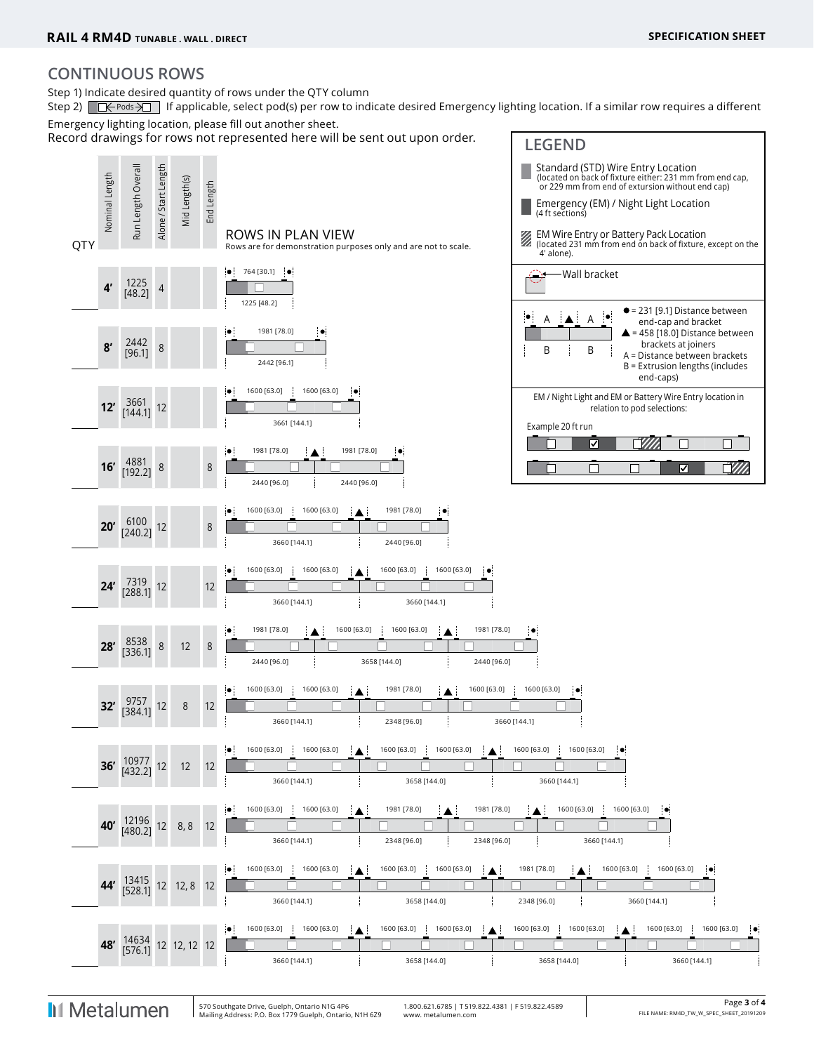## CONTINUOUS ROWS

Step 1) Indicate desired quantity of rows under the QTY column

Step 2) [ ← Pods → ] If applicable, select pod(s) per row to indicate desired Emergency lighting location. If a similar row requires a different Emergency lighting location, please fill out another sheet.

Record drawings for rows not represented here will be sent out upon order.

### LEGEND

- Standard (STD) Wire Entry Location (located on back of fixture either: 231 mm from end cap, or 229 mm from end of exturision without end cap)
- Emergency (EM) / Night Light Location (4 ft sections)
- EM Wire Entry or Battery Pack Location (located 231 mm from end on back of fixture, except on the 4' alone).
- Wall bracket

● = 231 [9.1] Distance between end-cap and bracket
▲ = 458 [18.0] Distance between brackets at joiners
A = Distance between brackets
B = Extrusion lengths (includes end-caps)

EM / Night Light and EM or Battery Wire Entry location in relation to pod selections:

Example 20 ft run

### ROWS IN PLAN VIEW

Rows are for demonstration purposes only and are not to scale.

| QTY | Nominal Length | Run Length Overall | Alone / Start Length | Mid Length(s) | End Length | A (distance between brackets) | B (extrusion lengths) |
|---|---|---|---|---|---|---|---|
| | 4' | 1225 [48.2] | 4 | | | 764 [30.1] | 1225 [48.2] |
| | 8' | 2442 [96.1] | 8 | | | 1981 [78.0] | 2442 [96.1] |
| | 12' | 3661 [144.1] | 12 | | | 1600 [63.0], 1600 [63.0] | 3661 [144.1] |
| | 16' | 4881 [192.2] | 8 | | 8 | 1981 [78.0], 1981 [78.0] | 2440 [96.0], 2440 [96.0] |
| | 20' | 6100 [240.2] | 12 | | 8 | 1600 [63.0], 1600 [63.0], 1981 [78.0] | 3660 [144.1], 2440 [96.0] |
| | 24' | 7319 [288.1] | 12 | | 12 | 1600 [63.0], 1600 [63.0], 1600 [63.0], 1600 [63.0] | 3660 [144.1], 3660 [144.1] |
| | 28' | 8538 [336.1] | 8 | 12 | 8 | 1981 [78.0], 1600 [63.0], 1600 [63.0], 1981 [78.0] | 2440 [96.0], 3658 [144.0], 2440 [96.0] |
| | 32' | 9757 [384.1] | 12 | 8 | 12 | 1600 [63.0], 1600 [63.0], 1981 [78.0], 1600 [63.0], 1600 [63.0] | 3660 [144.1], 2348 [96.0], 3660 [144.1] |
| | 36' | 10977 [432.2] | 12 | 12 | 12 | 1600 [63.0], 1600 [63.0], 1600 [63.0], 1600 [63.0], 1600 [63.0], 1600 [63.0] | 3660 [144.1], 3658 [144.0], 3660 [144.1] |
| | 40' | 12196 [480.2] | 12 | 8, 8 | 12 | 1600 [63.0], 1600 [63.0], 1981 [78.0], 1981 [78.0], 1600 [63.0], 1600 [63.0] | 3660 [144.1], 2348 [96.0], 2348 [96.0], 3660 [144.1] |
| | 44' | 13415 [528.1] | 12 | 12, 8 | 12 | 1600 [63.0], 1600 [63.0], 1600 [63.0], 1600 [63.0], 1981 [78.0], 1600 [63.0], 1600 [63.0] | 3660 [144.1], 3658 [144.0], 2348 [96.0], 3660 [144.1] |
| | 48' | 14634 [576.1] | 12 | 12, 12 | 12 | 1600 [63.0], 1600 [63.0], 1600 [63.0], 1600 [63.0], 1600 [63.0], 1600 [63.0], 1600 [63.0], 1600 [63.0] | 3660 [144.1], 3658 [144.0], 3658 [144.0], 3660 [144.1] |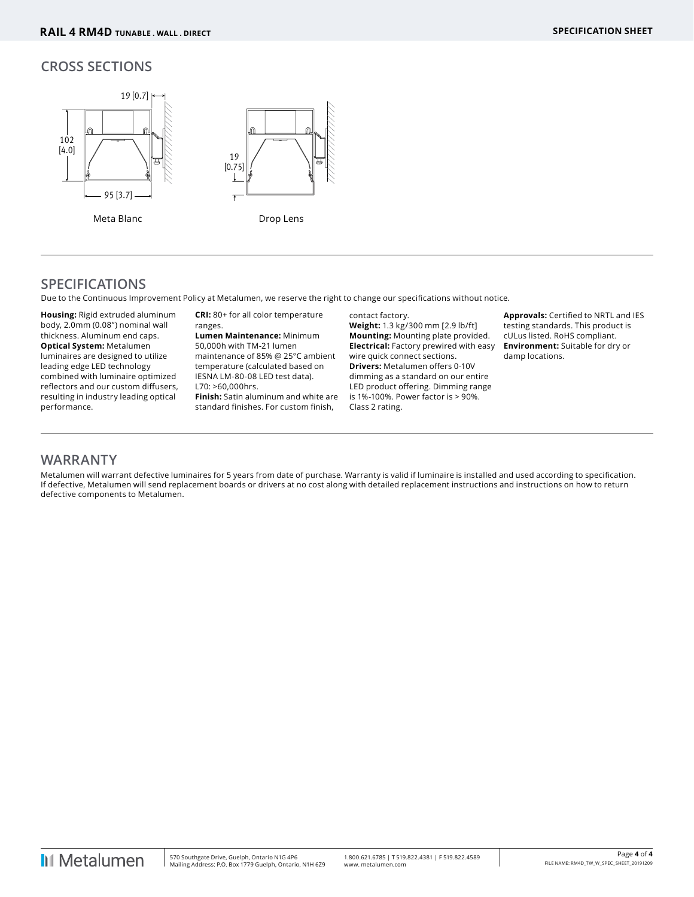## CROSS SECTIONS

19 [0.7]

102
[4.0]

95 [3.7]

Meta Blanc

19
[0.75]

Drop Lens

## SPECIFICATIONS

Due to the Continuous Improvement Policy at Metalumen, we reserve the right to change our specifications without notice.

**Housing:** Rigid extruded aluminum body, 2.0mm (0.08") nominal wall thickness. Aluminum end caps.
**Optical System:** Metalumen luminaires are designed to utilize leading edge LED technology combined with luminaire optimized reflectors and our custom diffusers, resulting in industry leading optical performance.

**CRI:** 80+ for all color temperature ranges.
**Lumen Maintenance:** Minimum 50,000h with TM-21 lumen maintenance of 85% @ 25°C ambient temperature (calculated based on IESNA LM-80-08 LED test data). L70: >60,000hrs.
**Finish:** Satin aluminum and white are standard finishes. For custom finish, contact factory.

**Weight:** 1.3 kg/300 mm [2.9 lb/ft]
**Mounting:** Mounting plate provided.
**Electrical:** Factory prewired with easy wire quick connect sections.
**Drivers:** Metalumen offers 0-10V dimming as a standard on our entire LED product offering. Dimming range is 1%-100%. Power factor is > 90%. Class 2 rating.

**Approvals:** Certified to NRTL and IES testing standards. This product is cULus listed. RoHS compliant.
**Environment:** Suitable for dry or damp locations.

## WARRANTY

Metalumen will warrant defective luminaires for 5 years from date of purchase. Warranty is valid if luminaire is installed and used according to specification. If defective, Metalumen will send replacement boards or drivers at no cost along with detailed replacement instructions and instructions on how to return defective components to Metalumen.